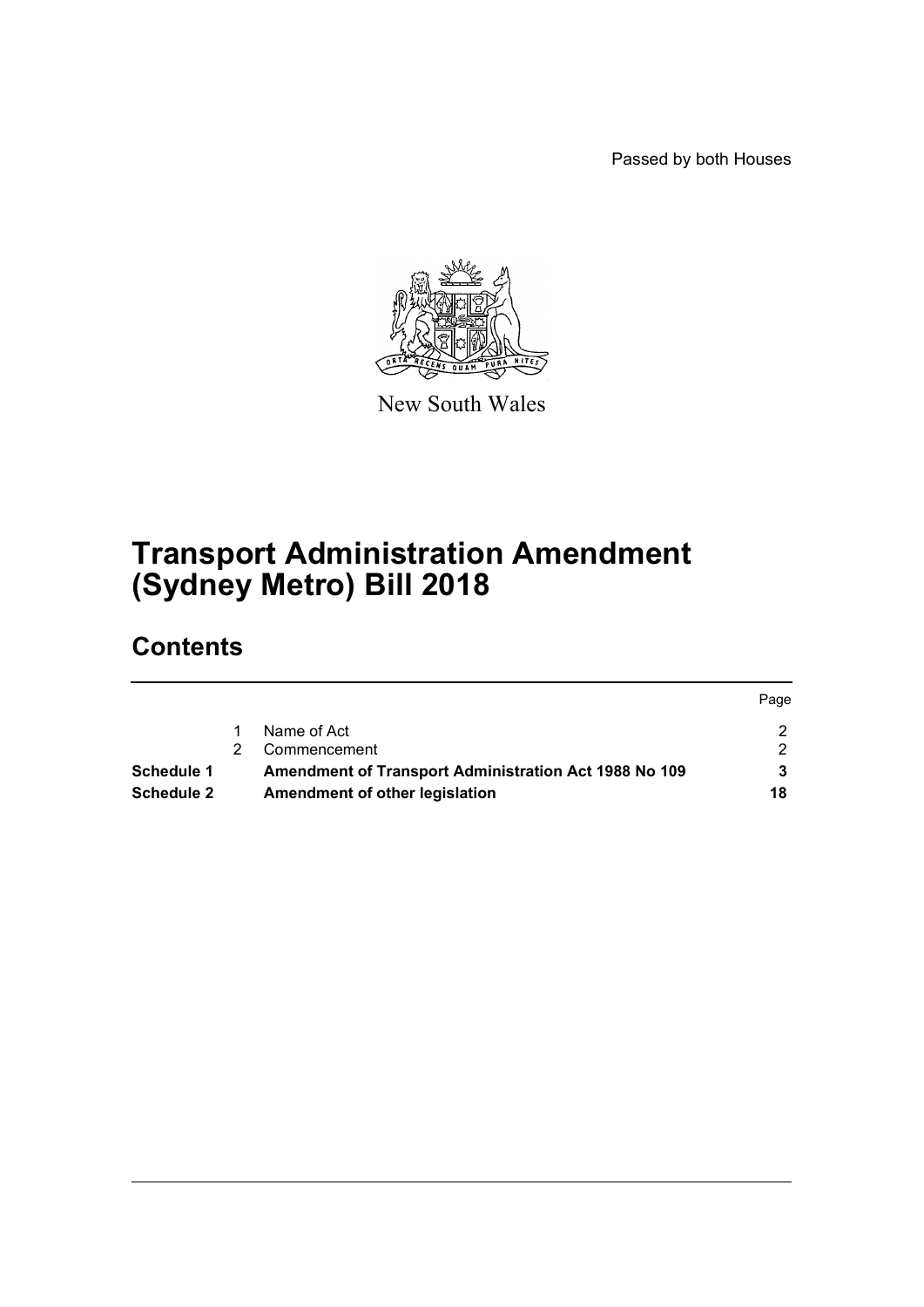Passed by both Houses

New South Wales

# Transport Administration Amendment (Sydney Metro) Bill 2018

## Contents

| | | | Page |
|---|---|---|---|
| | 1 | Name of Act | 2 |
| | 2 | Commencement | 2 |
| **Schedule 1** | | **Amendment of Transport Administration Act 1988 No 109** | **3** |
| **Schedule 2** | | **Amendment of other legislation** | **18** |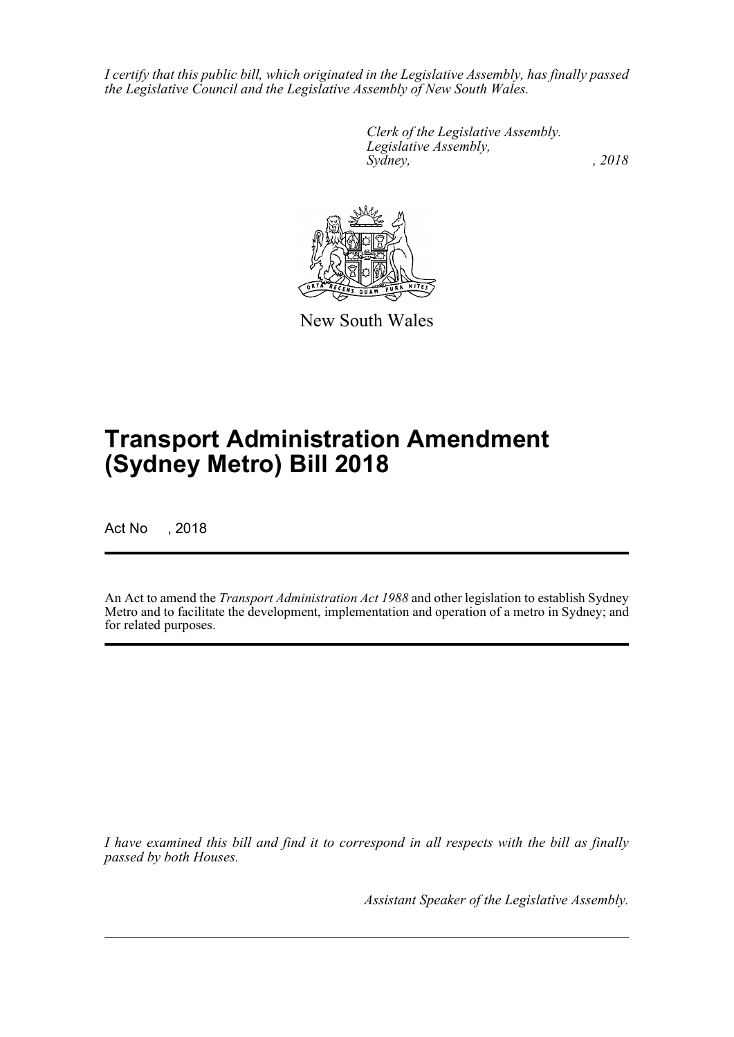*I certify that this public bill, which originated in the Legislative Assembly, has finally passed the Legislative Council and the Legislative Assembly of New South Wales.*

*Clerk of the Legislative Assembly.*
*Legislative Assembly,*
*Sydney, , 2018*

New South Wales

# Transport Administration Amendment (Sydney Metro) Bill 2018

Act No , 2018

An Act to amend the *Transport Administration Act 1988* and other legislation to establish Sydney Metro and to facilitate the development, implementation and operation of a metro in Sydney; and for related purposes.

*I have examined this bill and find it to correspond in all respects with the bill as finally passed by both Houses.*

*Assistant Speaker of the Legislative Assembly.*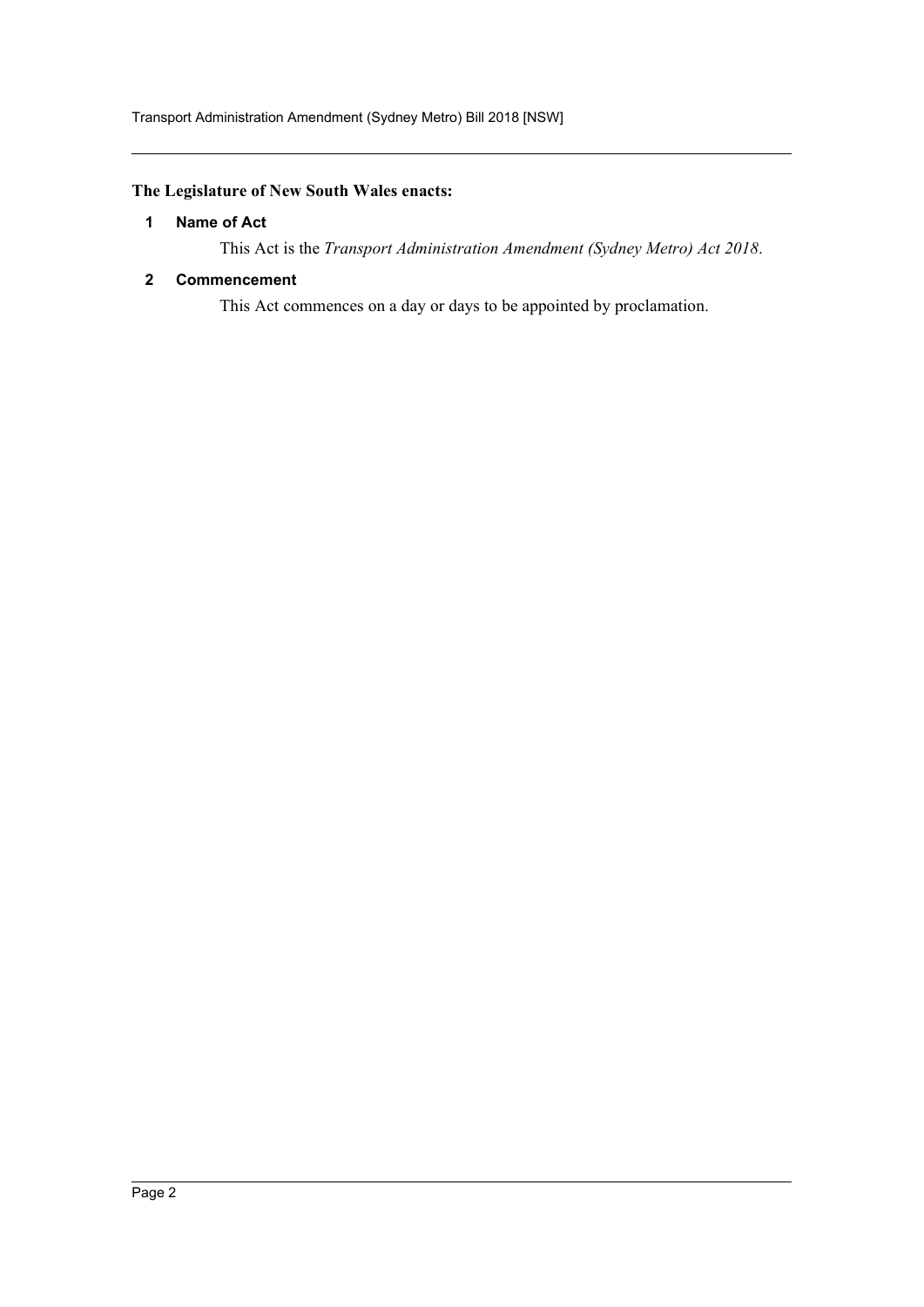**The Legislature of New South Wales enacts:**

### 1 Name of Act

This Act is the *Transport Administration Amendment (Sydney Metro) Act 2018*.

### 2 Commencement

This Act commences on a day or days to be appointed by proclamation.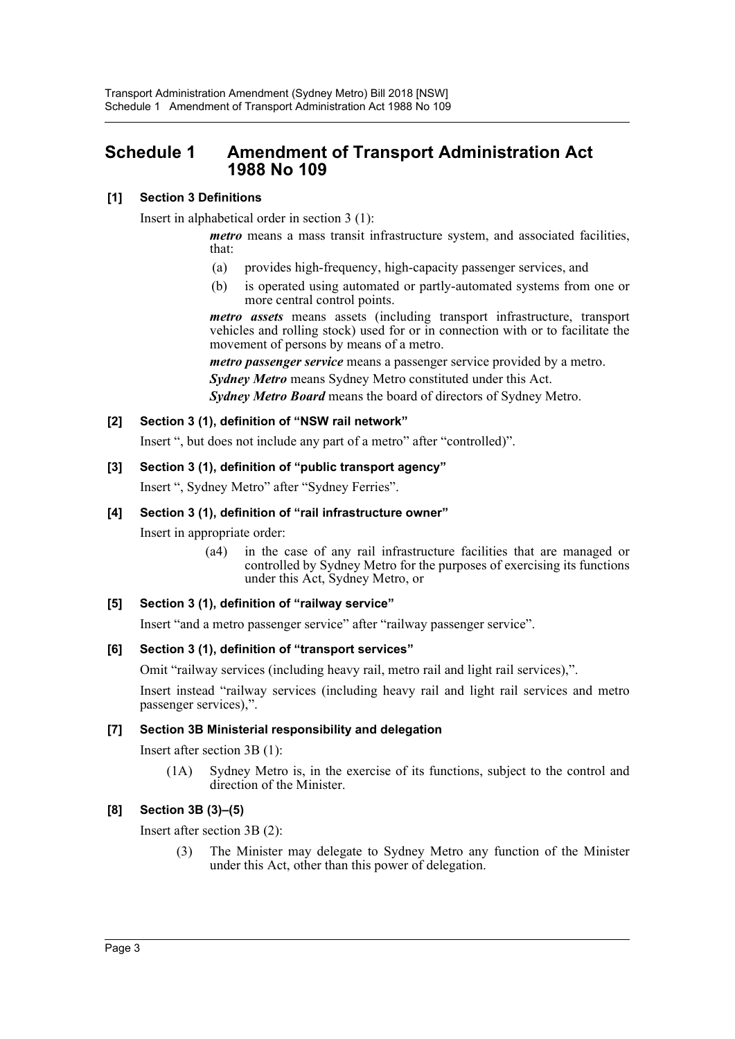# Schedule 1 Amendment of Transport Administration Act 1988 No 109

**[1] Section 3 Definitions**

Insert in alphabetical order in section 3 (1):

> ***metro*** means a mass transit infrastructure system, and associated facilities, that:
>
> (a) provides high-frequency, high-capacity passenger services, and
>
> (b) is operated using automated or partly-automated systems from one or more central control points.
>
> ***metro assets*** means assets (including transport infrastructure, transport vehicles and rolling stock) used for or in connection with or to facilitate the movement of persons by means of a metro.
>
> ***metro passenger service*** means a passenger service provided by a metro.
>
> ***Sydney Metro*** means Sydney Metro constituted under this Act.
>
> ***Sydney Metro Board*** means the board of directors of Sydney Metro.

**[2] Section 3 (1), definition of "NSW rail network"**

Insert ", but does not include any part of a metro" after "controlled)".

**[3] Section 3 (1), definition of "public transport agency"**

Insert ", Sydney Metro" after "Sydney Ferries".

**[4] Section 3 (1), definition of "rail infrastructure owner"**

Insert in appropriate order:

> (a4) in the case of any rail infrastructure facilities that are managed or controlled by Sydney Metro for the purposes of exercising its functions under this Act, Sydney Metro, or

**[5] Section 3 (1), definition of "railway service"**

Insert "and a metro passenger service" after "railway passenger service".

**[6] Section 3 (1), definition of "transport services"**

Omit "railway services (including heavy rail, metro rail and light rail services),".

Insert instead "railway services (including heavy rail and light rail services and metro passenger services),".

**[7] Section 3B Ministerial responsibility and delegation**

Insert after section 3B (1):

> (1A) Sydney Metro is, in the exercise of its functions, subject to the control and direction of the Minister.

**[8] Section 3B (3)–(5)**

Insert after section 3B (2):

> (3) The Minister may delegate to Sydney Metro any function of the Minister under this Act, other than this power of delegation.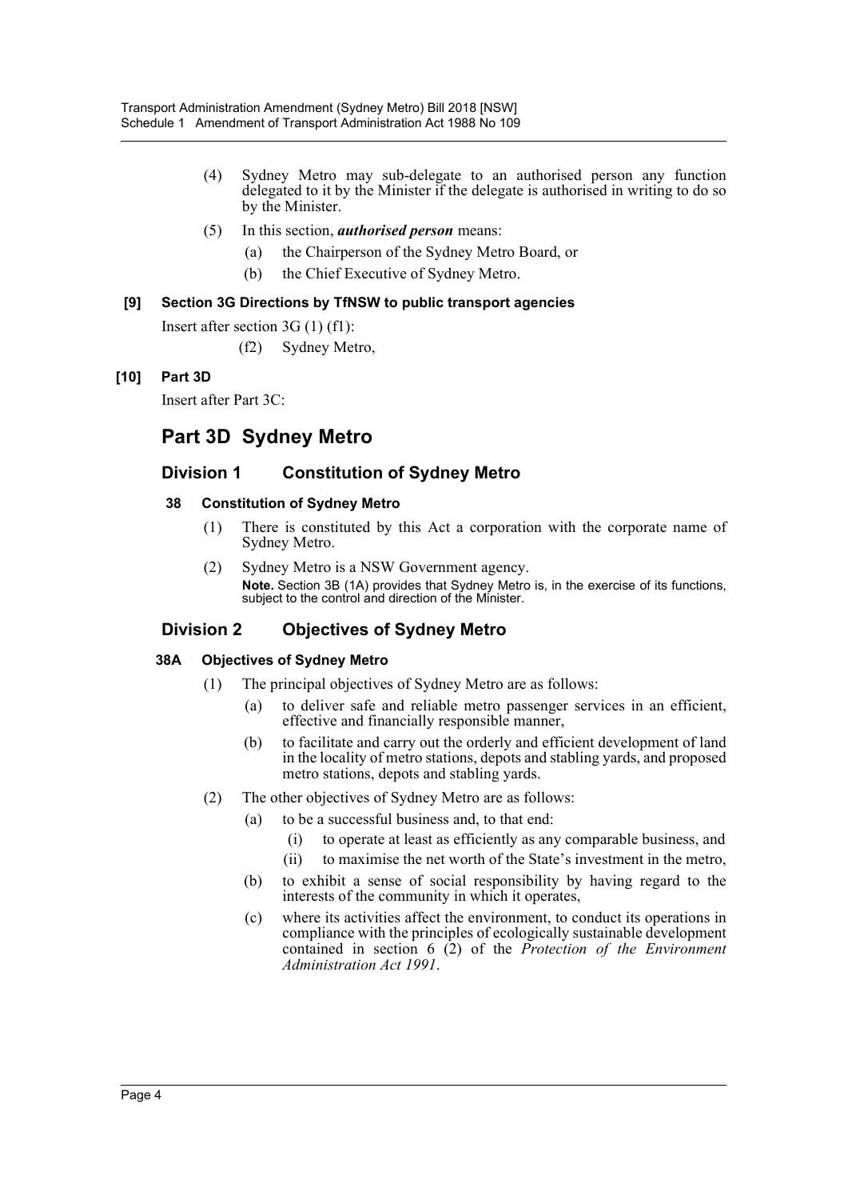(4) Sydney Metro may sub-delegate to an authorised person any function delegated to it by the Minister if the delegate is authorised in writing to do so by the Minister.

(5) In this section, ***authorised person*** means:

(a) the Chairperson of the Sydney Metro Board, or

(b) the Chief Executive of Sydney Metro.

**[9] Section 3G Directions by TfNSW to public transport agencies**

Insert after section 3G (1) (f1):

(f2) Sydney Metro,

**[10] Part 3D**

Insert after Part 3C:

# Part 3D Sydney Metro

## Division 1 Constitution of Sydney Metro

### 38 Constitution of Sydney Metro

(1) There is constituted by this Act a corporation with the corporate name of Sydney Metro.

(2) Sydney Metro is a NSW Government agency.

**Note.** Section 3B (1A) provides that Sydney Metro is, in the exercise of its functions, subject to the control and direction of the Minister.

## Division 2 Objectives of Sydney Metro

### 38A Objectives of Sydney Metro

(1) The principal objectives of Sydney Metro are as follows:

(a) to deliver safe and reliable metro passenger services in an efficient, effective and financially responsible manner,

(b) to facilitate and carry out the orderly and efficient development of land in the locality of metro stations, depots and stabling yards, and proposed metro stations, depots and stabling yards.

(2) The other objectives of Sydney Metro are as follows:

(a) to be a successful business and, to that end:

(i) to operate at least as efficiently as any comparable business, and

(ii) to maximise the net worth of the State's investment in the metro,

(b) to exhibit a sense of social responsibility by having regard to the interests of the community in which it operates,

(c) where its activities affect the environment, to conduct its operations in compliance with the principles of ecologically sustainable development contained in section 6 (2) of the *Protection of the Environment Administration Act 1991*.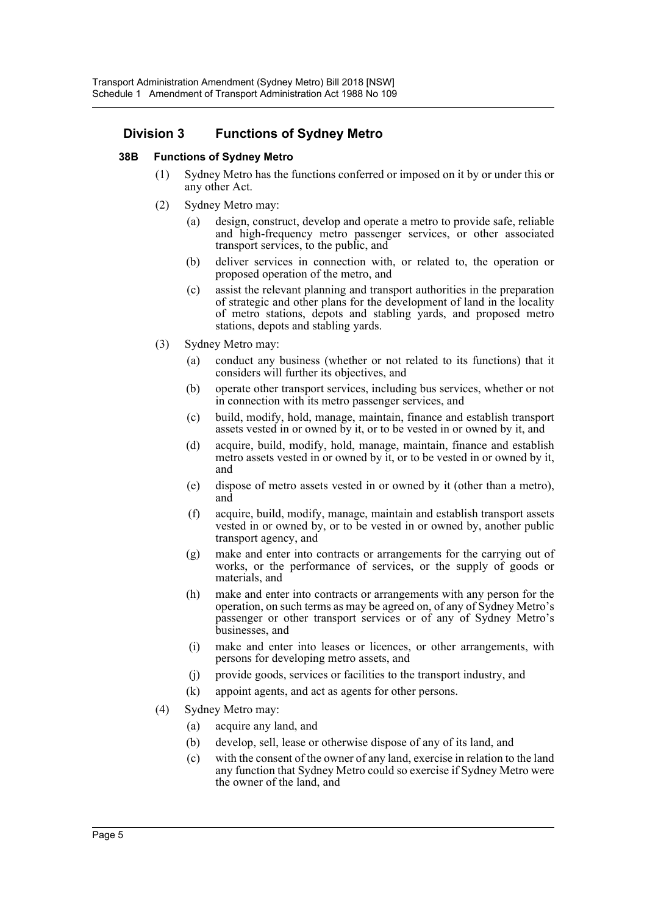## Division 3 Functions of Sydney Metro

**38B Functions of Sydney Metro**

(1) Sydney Metro has the functions conferred or imposed on it by or under this or any other Act.

(2) Sydney Metro may:

(a) design, construct, develop and operate a metro to provide safe, reliable and high-frequency metro passenger services, or other associated transport services, to the public, and

(b) deliver services in connection with, or related to, the operation or proposed operation of the metro, and

(c) assist the relevant planning and transport authorities in the preparation of strategic and other plans for the development of land in the locality of metro stations, depots and stabling yards, and proposed metro stations, depots and stabling yards.

(3) Sydney Metro may:

(a) conduct any business (whether or not related to its functions) that it considers will further its objectives, and

(b) operate other transport services, including bus services, whether or not in connection with its metro passenger services, and

(c) build, modify, hold, manage, maintain, finance and establish transport assets vested in or owned by it, or to be vested in or owned by it, and

(d) acquire, build, modify, hold, manage, maintain, finance and establish metro assets vested in or owned by it, or to be vested in or owned by it, and

(e) dispose of metro assets vested in or owned by it (other than a metro), and

(f) acquire, build, modify, manage, maintain and establish transport assets vested in or owned by, or to be vested in or owned by, another public transport agency, and

(g) make and enter into contracts or arrangements for the carrying out of works, or the performance of services, or the supply of goods or materials, and

(h) make and enter into contracts or arrangements with any person for the operation, on such terms as may be agreed on, of any of Sydney Metro's passenger or other transport services or of any of Sydney Metro's businesses, and

(i) make and enter into leases or licences, or other arrangements, with persons for developing metro assets, and

(j) provide goods, services or facilities to the transport industry, and

(k) appoint agents, and act as agents for other persons.

(4) Sydney Metro may:

(a) acquire any land, and

(b) develop, sell, lease or otherwise dispose of any of its land, and

(c) with the consent of the owner of any land, exercise in relation to the land any function that Sydney Metro could so exercise if Sydney Metro were the owner of the land, and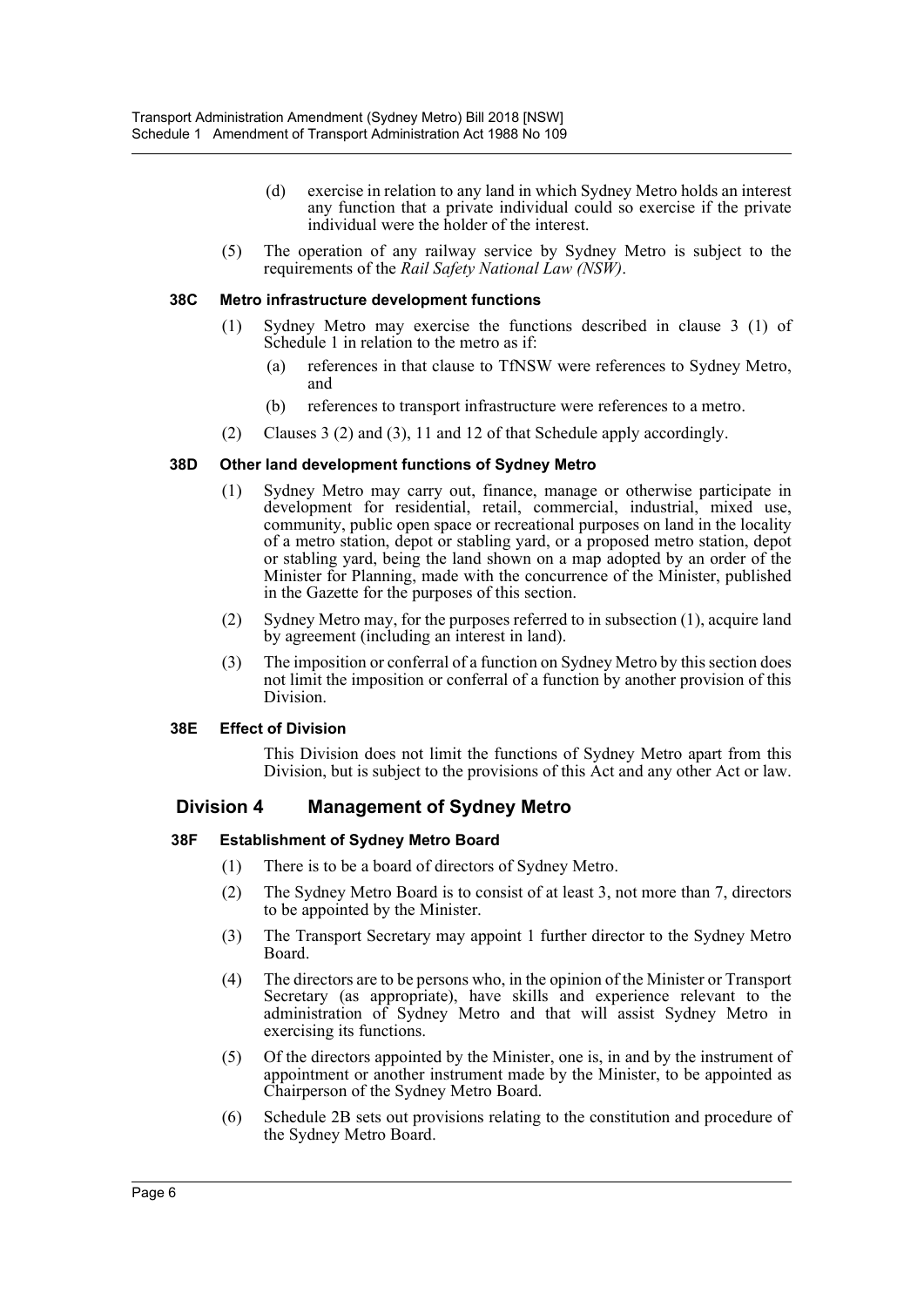(d) exercise in relation to any land in which Sydney Metro holds an interest any function that a private individual could so exercise if the private individual were the holder of the interest.

(5) The operation of any railway service by Sydney Metro is subject to the requirements of the *Rail Safety National Law (NSW)*.

#### 38C Metro infrastructure development functions

(1) Sydney Metro may exercise the functions described in clause 3 (1) of Schedule 1 in relation to the metro as if:

(a) references in that clause to TfNSW were references to Sydney Metro, and

(b) references to transport infrastructure were references to a metro.

(2) Clauses 3 (2) and (3), 11 and 12 of that Schedule apply accordingly.

#### 38D Other land development functions of Sydney Metro

(1) Sydney Metro may carry out, finance, manage or otherwise participate in development for residential, retail, commercial, industrial, mixed use, community, public open space or recreational purposes on land in the locality of a metro station, depot or stabling yard, or a proposed metro station, depot or stabling yard, being the land shown on a map adopted by an order of the Minister for Planning, made with the concurrence of the Minister, published in the Gazette for the purposes of this section.

(2) Sydney Metro may, for the purposes referred to in subsection (1), acquire land by agreement (including an interest in land).

(3) The imposition or conferral of a function on Sydney Metro by this section does not limit the imposition or conferral of a function by another provision of this Division.

#### 38E Effect of Division

This Division does not limit the functions of Sydney Metro apart from this Division, but is subject to the provisions of this Act and any other Act or law.

### Division 4 Management of Sydney Metro

#### 38F Establishment of Sydney Metro Board

(1) There is to be a board of directors of Sydney Metro.

(2) The Sydney Metro Board is to consist of at least 3, not more than 7, directors to be appointed by the Minister.

(3) The Transport Secretary may appoint 1 further director to the Sydney Metro Board.

(4) The directors are to be persons who, in the opinion of the Minister or Transport Secretary (as appropriate), have skills and experience relevant to the administration of Sydney Metro and that will assist Sydney Metro in exercising its functions.

(5) Of the directors appointed by the Minister, one is, in and by the instrument of appointment or another instrument made by the Minister, to be appointed as Chairperson of the Sydney Metro Board.

(6) Schedule 2B sets out provisions relating to the constitution and procedure of the Sydney Metro Board.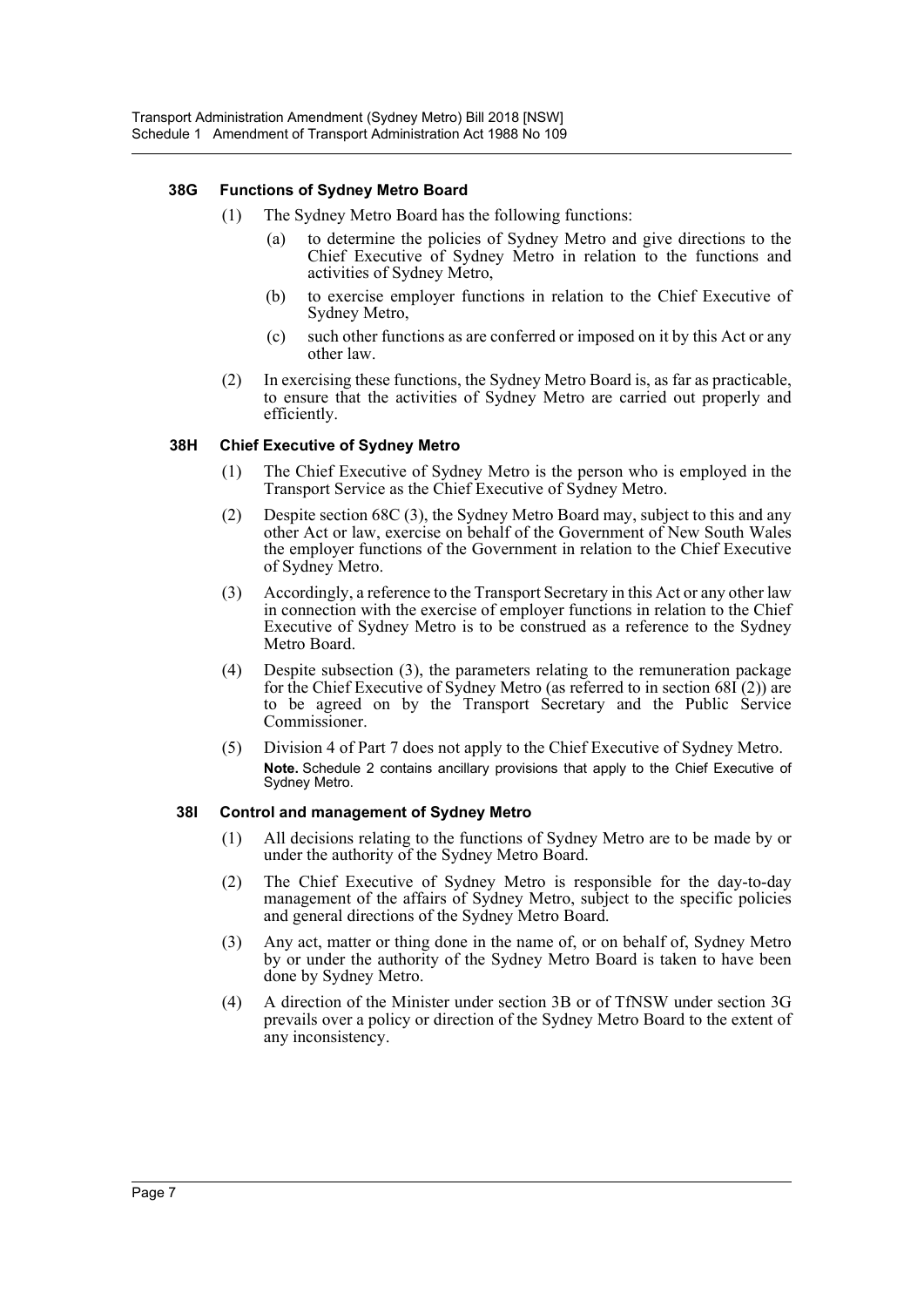### 38G Functions of Sydney Metro Board

(1) The Sydney Metro Board has the following functions:

(a) to determine the policies of Sydney Metro and give directions to the Chief Executive of Sydney Metro in relation to the functions and activities of Sydney Metro,

(b) to exercise employer functions in relation to the Chief Executive of Sydney Metro,

(c) such other functions as are conferred or imposed on it by this Act or any other law.

(2) In exercising these functions, the Sydney Metro Board is, as far as practicable, to ensure that the activities of Sydney Metro are carried out properly and efficiently.

### 38H Chief Executive of Sydney Metro

(1) The Chief Executive of Sydney Metro is the person who is employed in the Transport Service as the Chief Executive of Sydney Metro.

(2) Despite section 68C (3), the Sydney Metro Board may, subject to this and any other Act or law, exercise on behalf of the Government of New South Wales the employer functions of the Government in relation to the Chief Executive of Sydney Metro.

(3) Accordingly, a reference to the Transport Secretary in this Act or any other law in connection with the exercise of employer functions in relation to the Chief Executive of Sydney Metro is to be construed as a reference to the Sydney Metro Board.

(4) Despite subsection (3), the parameters relating to the remuneration package for the Chief Executive of Sydney Metro (as referred to in section 68I (2)) are to be agreed on by the Transport Secretary and the Public Service Commissioner.

(5) Division 4 of Part 7 does not apply to the Chief Executive of Sydney Metro.

**Note.** Schedule 2 contains ancillary provisions that apply to the Chief Executive of Sydney Metro.

### 38I Control and management of Sydney Metro

(1) All decisions relating to the functions of Sydney Metro are to be made by or under the authority of the Sydney Metro Board.

(2) The Chief Executive of Sydney Metro is responsible for the day-to-day management of the affairs of Sydney Metro, subject to the specific policies and general directions of the Sydney Metro Board.

(3) Any act, matter or thing done in the name of, or on behalf of, Sydney Metro by or under the authority of the Sydney Metro Board is taken to have been done by Sydney Metro.

(4) A direction of the Minister under section 3B or of TfNSW under section 3G prevails over a policy or direction of the Sydney Metro Board to the extent of any inconsistency.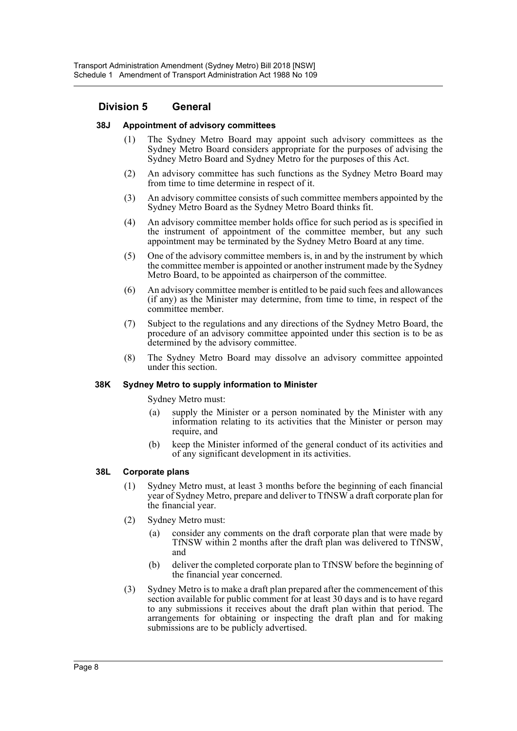## Division 5 General

### 38J Appointment of advisory committees

(1) The Sydney Metro Board may appoint such advisory committees as the Sydney Metro Board considers appropriate for the purposes of advising the Sydney Metro Board and Sydney Metro for the purposes of this Act.

(2) An advisory committee has such functions as the Sydney Metro Board may from time to time determine in respect of it.

(3) An advisory committee consists of such committee members appointed by the Sydney Metro Board as the Sydney Metro Board thinks fit.

(4) An advisory committee member holds office for such period as is specified in the instrument of appointment of the committee member, but any such appointment may be terminated by the Sydney Metro Board at any time.

(5) One of the advisory committee members is, in and by the instrument by which the committee member is appointed or another instrument made by the Sydney Metro Board, to be appointed as chairperson of the committee.

(6) An advisory committee member is entitled to be paid such fees and allowances (if any) as the Minister may determine, from time to time, in respect of the committee member.

(7) Subject to the regulations and any directions of the Sydney Metro Board, the procedure of an advisory committee appointed under this section is to be as determined by the advisory committee.

(8) The Sydney Metro Board may dissolve an advisory committee appointed under this section.

### 38K Sydney Metro to supply information to Minister

Sydney Metro must:

(a) supply the Minister or a person nominated by the Minister with any information relating to its activities that the Minister or person may require, and

(b) keep the Minister informed of the general conduct of its activities and of any significant development in its activities.

### 38L Corporate plans

(1) Sydney Metro must, at least 3 months before the beginning of each financial year of Sydney Metro, prepare and deliver to TfNSW a draft corporate plan for the financial year.

(2) Sydney Metro must:

(a) consider any comments on the draft corporate plan that were made by TfNSW within 2 months after the draft plan was delivered to TfNSW, and

(b) deliver the completed corporate plan to TfNSW before the beginning of the financial year concerned.

(3) Sydney Metro is to make a draft plan prepared after the commencement of this section available for public comment for at least 30 days and is to have regard to any submissions it receives about the draft plan within that period. The arrangements for obtaining or inspecting the draft plan and for making submissions are to be publicly advertised.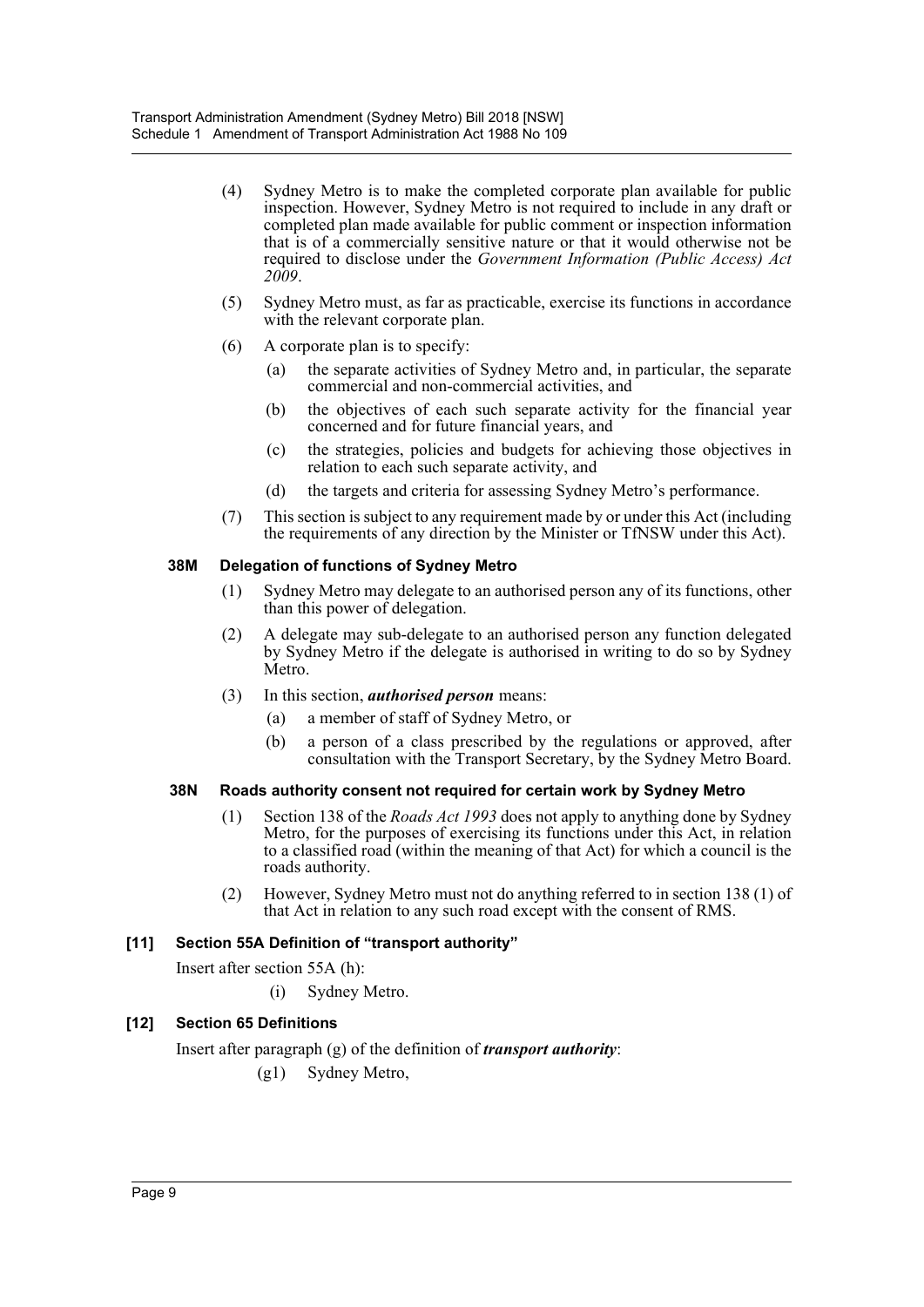(4) Sydney Metro is to make the completed corporate plan available for public inspection. However, Sydney Metro is not required to include in any draft or completed plan made available for public comment or inspection information that is of a commercially sensitive nature or that it would otherwise not be required to disclose under the *Government Information (Public Access) Act 2009*.

(5) Sydney Metro must, as far as practicable, exercise its functions in accordance with the relevant corporate plan.

(6) A corporate plan is to specify:

(a) the separate activities of Sydney Metro and, in particular, the separate commercial and non-commercial activities, and

(b) the objectives of each such separate activity for the financial year concerned and for future financial years, and

(c) the strategies, policies and budgets for achieving those objectives in relation to each such separate activity, and

(d) the targets and criteria for assessing Sydney Metro's performance.

(7) This section is subject to any requirement made by or under this Act (including the requirements of any direction by the Minister or TfNSW under this Act).

#### 38M Delegation of functions of Sydney Metro

(1) Sydney Metro may delegate to an authorised person any of its functions, other than this power of delegation.

(2) A delegate may sub-delegate to an authorised person any function delegated by Sydney Metro if the delegate is authorised in writing to do so by Sydney Metro.

(3) In this section, ***authorised person*** means:

(a) a member of staff of Sydney Metro, or

(b) a person of a class prescribed by the regulations or approved, after consultation with the Transport Secretary, by the Sydney Metro Board.

#### 38N Roads authority consent not required for certain work by Sydney Metro

(1) Section 138 of the *Roads Act 1993* does not apply to anything done by Sydney Metro, for the purposes of exercising its functions under this Act, in relation to a classified road (within the meaning of that Act) for which a council is the roads authority.

(2) However, Sydney Metro must not do anything referred to in section 138 (1) of that Act in relation to any such road except with the consent of RMS.

### [11] Section 55A Definition of "transport authority"

Insert after section 55A (h):

(i) Sydney Metro.

### [12] Section 65 Definitions

Insert after paragraph (g) of the definition of ***transport authority***:

(g1) Sydney Metro,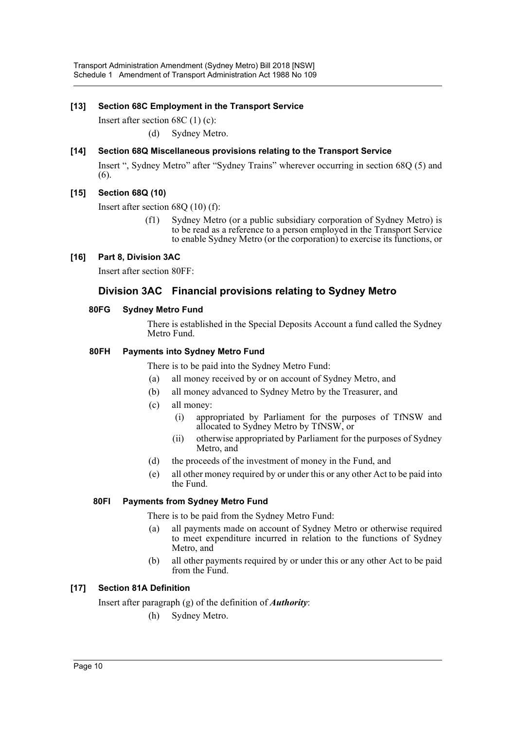### [13] Section 68C Employment in the Transport Service

Insert after section 68C (1) (c):

(d) Sydney Metro.

### [14] Section 68Q Miscellaneous provisions relating to the Transport Service

Insert ", Sydney Metro" after "Sydney Trains" wherever occurring in section 68Q (5) and (6).

### [15] Section 68Q (10)

Insert after section 68Q (10) (f):

(f1) Sydney Metro (or a public subsidiary corporation of Sydney Metro) is to be read as a reference to a person employed in the Transport Service to enable Sydney Metro (or the corporation) to exercise its functions, or

### [16] Part 8, Division 3AC

Insert after section 80FF:

## Division 3AC Financial provisions relating to Sydney Metro

#### 80FG Sydney Metro Fund

There is established in the Special Deposits Account a fund called the Sydney Metro Fund.

#### 80FH Payments into Sydney Metro Fund

There is to be paid into the Sydney Metro Fund:

(a) all money received by or on account of Sydney Metro, and

(b) all money advanced to Sydney Metro by the Treasurer, and

(c) all money:

(i) appropriated by Parliament for the purposes of TfNSW and allocated to Sydney Metro by TfNSW, or

(ii) otherwise appropriated by Parliament for the purposes of Sydney Metro, and

(d) the proceeds of the investment of money in the Fund, and

(e) all other money required by or under this or any other Act to be paid into the Fund.

#### 80FI Payments from Sydney Metro Fund

There is to be paid from the Sydney Metro Fund:

(a) all payments made on account of Sydney Metro or otherwise required to meet expenditure incurred in relation to the functions of Sydney Metro, and

(b) all other payments required by or under this or any other Act to be paid from the Fund.

### [17] Section 81A Definition

Insert after paragraph (g) of the definition of ***Authority***:

(h) Sydney Metro.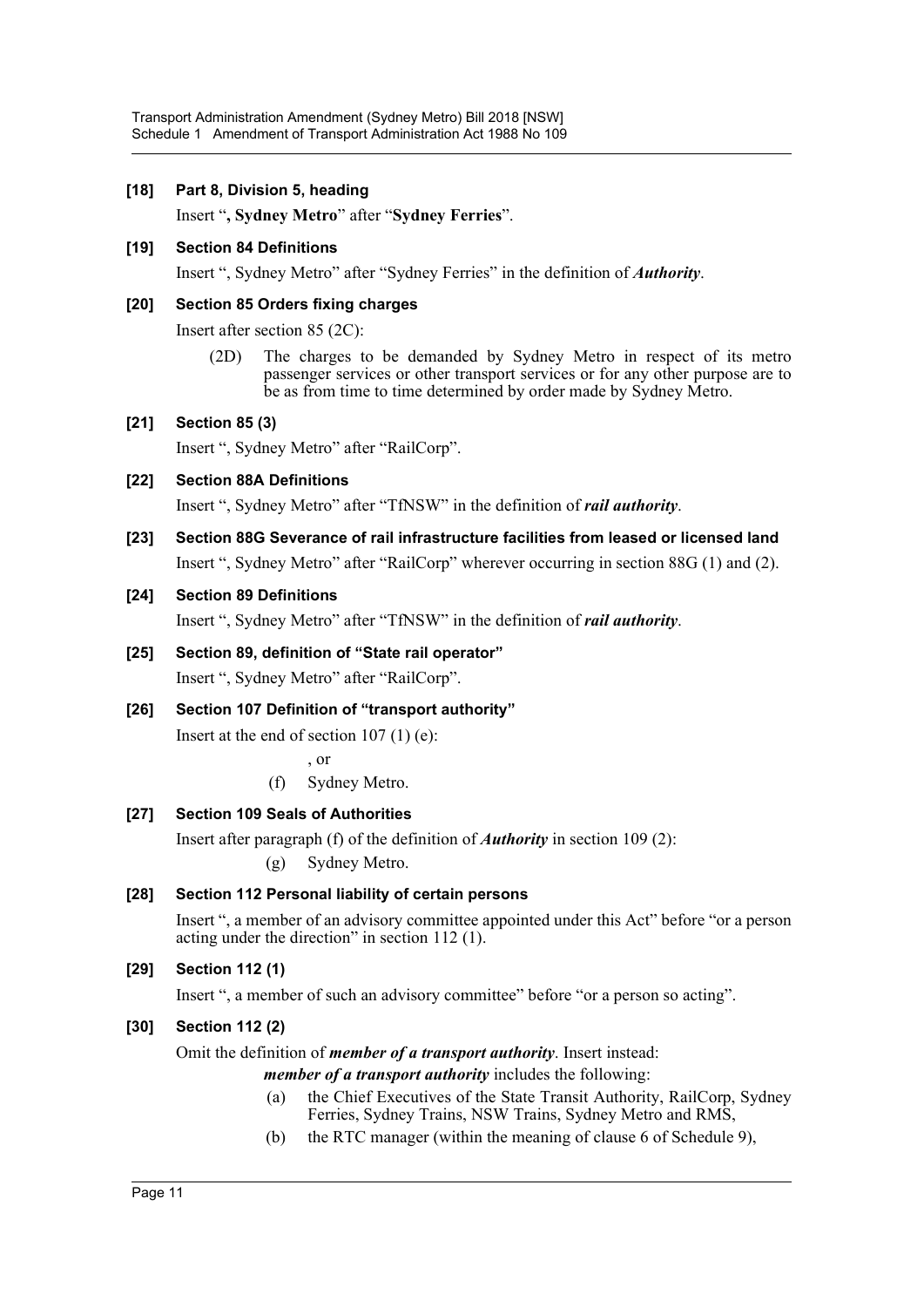**[18] Part 8, Division 5, heading**

Insert "**, Sydney Metro**" after "**Sydney Ferries**".

**[19] Section 84 Definitions**

Insert ", Sydney Metro" after "Sydney Ferries" in the definition of ***Authority***.

**[20] Section 85 Orders fixing charges**

Insert after section 85 (2C):

> (2D) The charges to be demanded by Sydney Metro in respect of its metro passenger services or other transport services or for any other purpose are to be as from time to time determined by order made by Sydney Metro.

**[21] Section 85 (3)**

Insert ", Sydney Metro" after "RailCorp".

**[22] Section 88A Definitions**

Insert ", Sydney Metro" after "TfNSW" in the definition of ***rail authority***.

**[23] Section 88G Severance of rail infrastructure facilities from leased or licensed land**

Insert ", Sydney Metro" after "RailCorp" wherever occurring in section 88G (1) and (2).

**[24] Section 89 Definitions**

Insert ", Sydney Metro" after "TfNSW" in the definition of ***rail authority***.

**[25] Section 89, definition of "State rail operator"**

Insert ", Sydney Metro" after "RailCorp".

**[26] Section 107 Definition of "transport authority"**

Insert at the end of section 107 (1) (e):

> , or
>
> (f) Sydney Metro.

**[27] Section 109 Seals of Authorities**

Insert after paragraph (f) of the definition of ***Authority*** in section 109 (2):

> (g) Sydney Metro.

**[28] Section 112 Personal liability of certain persons**

Insert ", a member of an advisory committee appointed under this Act" before "or a person acting under the direction" in section 112 (1).

**[29] Section 112 (1)**

Insert ", a member of such an advisory committee" before "or a person so acting".

**[30] Section 112 (2)**

Omit the definition of ***member of a transport authority***. Insert instead:

> ***member of a transport authority*** includes the following:
>
> (a) the Chief Executives of the State Transit Authority, RailCorp, Sydney Ferries, Sydney Trains, NSW Trains, Sydney Metro and RMS,
>
> (b) the RTC manager (within the meaning of clause 6 of Schedule 9),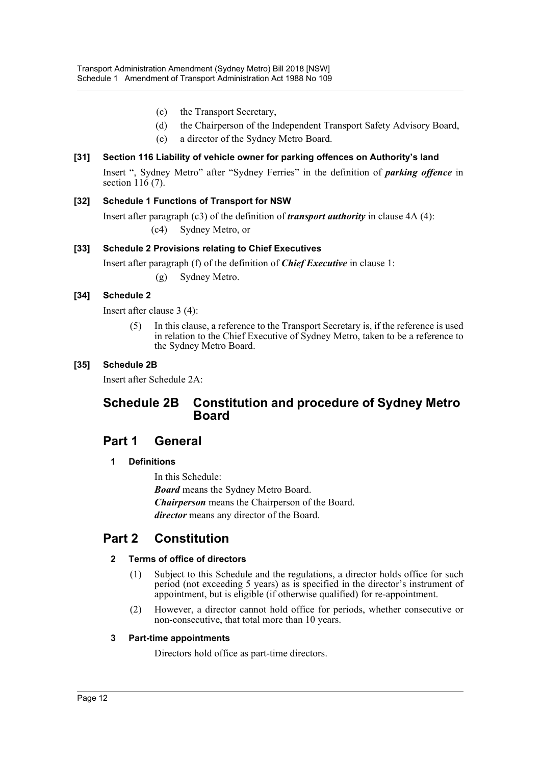(c) the Transport Secretary,

(d) the Chairperson of the Independent Transport Safety Advisory Board,

(e) a director of the Sydney Metro Board.

### [31] Section 116 Liability of vehicle owner for parking offences on Authority's land

Insert ", Sydney Metro" after "Sydney Ferries" in the definition of ***parking offence*** in section 116 (7).

### [32] Schedule 1 Functions of Transport for NSW

Insert after paragraph (c3) of the definition of ***transport authority*** in clause 4A (4):

(c4) Sydney Metro, or

### [33] Schedule 2 Provisions relating to Chief Executives

Insert after paragraph (f) of the definition of ***Chief Executive*** in clause 1:

(g) Sydney Metro.

### [34] Schedule 2

Insert after clause 3 (4):

(5) In this clause, a reference to the Transport Secretary is, if the reference is used in relation to the Chief Executive of Sydney Metro, taken to be a reference to the Sydney Metro Board.

### [35] Schedule 2B

Insert after Schedule 2A:

# Schedule 2B Constitution and procedure of Sydney Metro Board

## Part 1 General

### 1 Definitions

In this Schedule:

***Board*** means the Sydney Metro Board.

***Chairperson*** means the Chairperson of the Board.

***director*** means any director of the Board.

## Part 2 Constitution

### 2 Terms of office of directors

(1) Subject to this Schedule and the regulations, a director holds office for such period (not exceeding 5 years) as is specified in the director's instrument of appointment, but is eligible (if otherwise qualified) for re-appointment.

(2) However, a director cannot hold office for periods, whether consecutive or non-consecutive, that total more than 10 years.

### 3 Part-time appointments

Directors hold office as part-time directors.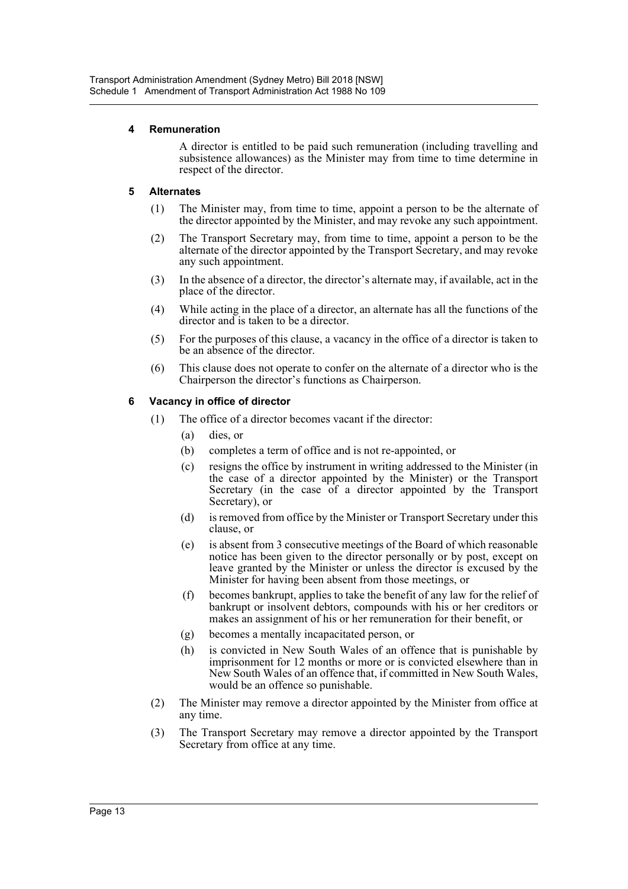#### 4 Remuneration

A director is entitled to be paid such remuneration (including travelling and subsistence allowances) as the Minister may from time to time determine in respect of the director.

#### 5 Alternates

(1) The Minister may, from time to time, appoint a person to be the alternate of the director appointed by the Minister, and may revoke any such appointment.

(2) The Transport Secretary may, from time to time, appoint a person to be the alternate of the director appointed by the Transport Secretary, and may revoke any such appointment.

(3) In the absence of a director, the director's alternate may, if available, act in the place of the director.

(4) While acting in the place of a director, an alternate has all the functions of the director and is taken to be a director.

(5) For the purposes of this clause, a vacancy in the office of a director is taken to be an absence of the director.

(6) This clause does not operate to confer on the alternate of a director who is the Chairperson the director's functions as Chairperson.

#### 6 Vacancy in office of director

(1) The office of a director becomes vacant if the director:

(a) dies, or

(b) completes a term of office and is not re-appointed, or

(c) resigns the office by instrument in writing addressed to the Minister (in the case of a director appointed by the Minister) or the Transport Secretary (in the case of a director appointed by the Transport Secretary), or

(d) is removed from office by the Minister or Transport Secretary under this clause, or

(e) is absent from 3 consecutive meetings of the Board of which reasonable notice has been given to the director personally or by post, except on leave granted by the Minister or unless the director is excused by the Minister for having been absent from those meetings, or

(f) becomes bankrupt, applies to take the benefit of any law for the relief of bankrupt or insolvent debtors, compounds with his or her creditors or makes an assignment of his or her remuneration for their benefit, or

(g) becomes a mentally incapacitated person, or

(h) is convicted in New South Wales of an offence that is punishable by imprisonment for 12 months or more or is convicted elsewhere than in New South Wales of an offence that, if committed in New South Wales, would be an offence so punishable.

(2) The Minister may remove a director appointed by the Minister from office at any time.

(3) The Transport Secretary may remove a director appointed by the Transport Secretary from office at any time.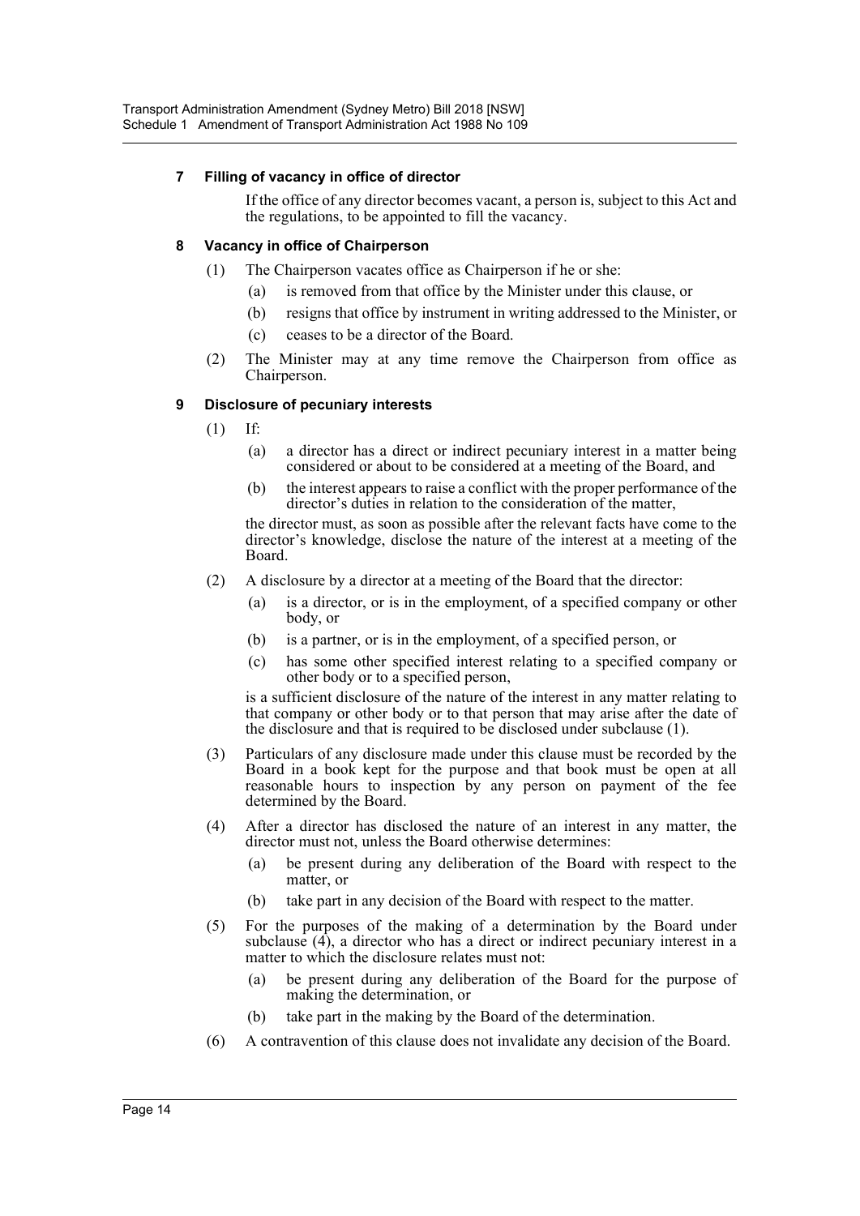### 7 Filling of vacancy in office of director

If the office of any director becomes vacant, a person is, subject to this Act and the regulations, to be appointed to fill the vacancy.

### 8 Vacancy in office of Chairperson

(1) The Chairperson vacates office as Chairperson if he or she:

(a) is removed from that office by the Minister under this clause, or

(b) resigns that office by instrument in writing addressed to the Minister, or

(c) ceases to be a director of the Board.

(2) The Minister may at any time remove the Chairperson from office as Chairperson.

### 9 Disclosure of pecuniary interests

(1) If:

(a) a director has a direct or indirect pecuniary interest in a matter being considered or about to be considered at a meeting of the Board, and

(b) the interest appears to raise a conflict with the proper performance of the director's duties in relation to the consideration of the matter,

the director must, as soon as possible after the relevant facts have come to the director's knowledge, disclose the nature of the interest at a meeting of the Board.

(2) A disclosure by a director at a meeting of the Board that the director:

(a) is a director, or is in the employment, of a specified company or other body, or

(b) is a partner, or is in the employment, of a specified person, or

(c) has some other specified interest relating to a specified company or other body or to a specified person,

is a sufficient disclosure of the nature of the interest in any matter relating to that company or other body or to that person that may arise after the date of the disclosure and that is required to be disclosed under subclause (1).

(3) Particulars of any disclosure made under this clause must be recorded by the Board in a book kept for the purpose and that book must be open at all reasonable hours to inspection by any person on payment of the fee determined by the Board.

(4) After a director has disclosed the nature of an interest in any matter, the director must not, unless the Board otherwise determines:

(a) be present during any deliberation of the Board with respect to the matter, or

(b) take part in any decision of the Board with respect to the matter.

(5) For the purposes of the making of a determination by the Board under subclause (4), a director who has a direct or indirect pecuniary interest in a matter to which the disclosure relates must not:

(a) be present during any deliberation of the Board for the purpose of making the determination, or

(b) take part in the making by the Board of the determination.

(6) A contravention of this clause does not invalidate any decision of the Board.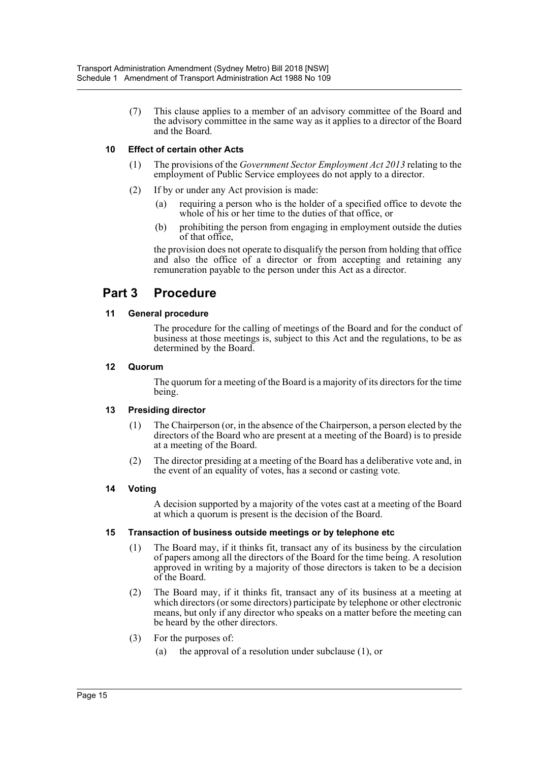(7) This clause applies to a member of an advisory committee of the Board and the advisory committee in the same way as it applies to a director of the Board and the Board.

#### 10 Effect of certain other Acts

(1) The provisions of the *Government Sector Employment Act 2013* relating to the employment of Public Service employees do not apply to a director.

(2) If by or under any Act provision is made:

(a) requiring a person who is the holder of a specified office to devote the whole of his or her time to the duties of that office, or

(b) prohibiting the person from engaging in employment outside the duties of that office,

the provision does not operate to disqualify the person from holding that office and also the office of a director or from accepting and retaining any remuneration payable to the person under this Act as a director.

## Part 3 Procedure

#### 11 General procedure

The procedure for the calling of meetings of the Board and for the conduct of business at those meetings is, subject to this Act and the regulations, to be as determined by the Board.

#### 12 Quorum

The quorum for a meeting of the Board is a majority of its directors for the time being.

#### 13 Presiding director

(1) The Chairperson (or, in the absence of the Chairperson, a person elected by the directors of the Board who are present at a meeting of the Board) is to preside at a meeting of the Board.

(2) The director presiding at a meeting of the Board has a deliberative vote and, in the event of an equality of votes, has a second or casting vote.

#### 14 Voting

A decision supported by a majority of the votes cast at a meeting of the Board at which a quorum is present is the decision of the Board.

#### 15 Transaction of business outside meetings or by telephone etc

(1) The Board may, if it thinks fit, transact any of its business by the circulation of papers among all the directors of the Board for the time being. A resolution approved in writing by a majority of those directors is taken to be a decision of the Board.

(2) The Board may, if it thinks fit, transact any of its business at a meeting at which directors (or some directors) participate by telephone or other electronic means, but only if any director who speaks on a matter before the meeting can be heard by the other directors.

(3) For the purposes of:

(a) the approval of a resolution under subclause (1), or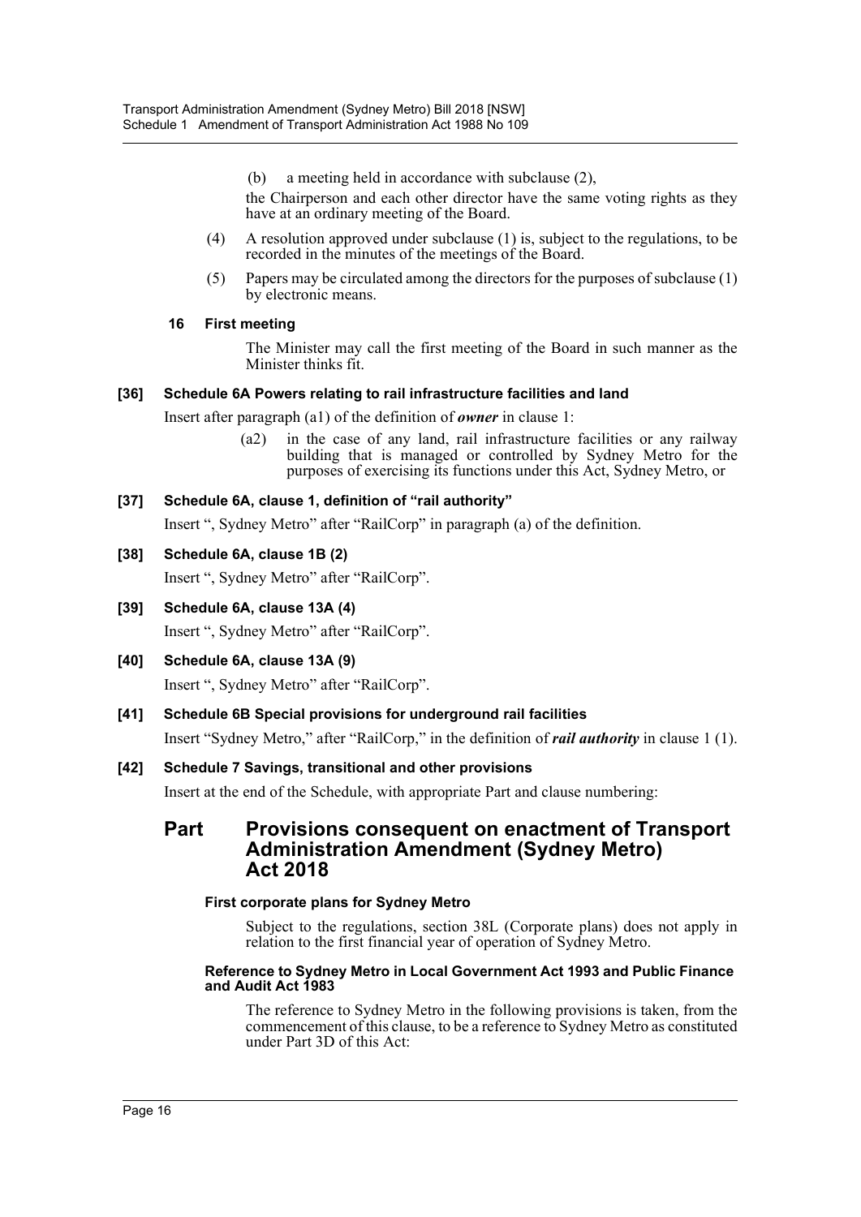(b) a meeting held in accordance with subclause (2),

the Chairperson and each other director have the same voting rights as they have at an ordinary meeting of the Board.

(4) A resolution approved under subclause (1) is, subject to the regulations, to be recorded in the minutes of the meetings of the Board.

(5) Papers may be circulated among the directors for the purposes of subclause (1) by electronic means.

**16 First meeting**

The Minister may call the first meeting of the Board in such manner as the Minister thinks fit.

**[36] Schedule 6A Powers relating to rail infrastructure facilities and land**

Insert after paragraph (a1) of the definition of ***owner*** in clause 1:

(a2) in the case of any land, rail infrastructure facilities or any railway building that is managed or controlled by Sydney Metro for the purposes of exercising its functions under this Act, Sydney Metro, or

**[37] Schedule 6A, clause 1, definition of "rail authority"**

Insert ", Sydney Metro" after "RailCorp" in paragraph (a) of the definition.

**[38] Schedule 6A, clause 1B (2)**

Insert ", Sydney Metro" after "RailCorp".

**[39] Schedule 6A, clause 13A (4)**

Insert ", Sydney Metro" after "RailCorp".

**[40] Schedule 6A, clause 13A (9)**

Insert ", Sydney Metro" after "RailCorp".

**[41] Schedule 6B Special provisions for underground rail facilities**

Insert "Sydney Metro," after "RailCorp," in the definition of ***rail authority*** in clause 1 (1).

**[42] Schedule 7 Savings, transitional and other provisions**

Insert at the end of the Schedule, with appropriate Part and clause numbering:

## Part Provisions consequent on enactment of Transport Administration Amendment (Sydney Metro) Act 2018

**First corporate plans for Sydney Metro**

Subject to the regulations, section 38L (Corporate plans) does not apply in relation to the first financial year of operation of Sydney Metro.

**Reference to Sydney Metro in Local Government Act 1993 and Public Finance and Audit Act 1983**

The reference to Sydney Metro in the following provisions is taken, from the commencement of this clause, to be a reference to Sydney Metro as constituted under Part 3D of this Act: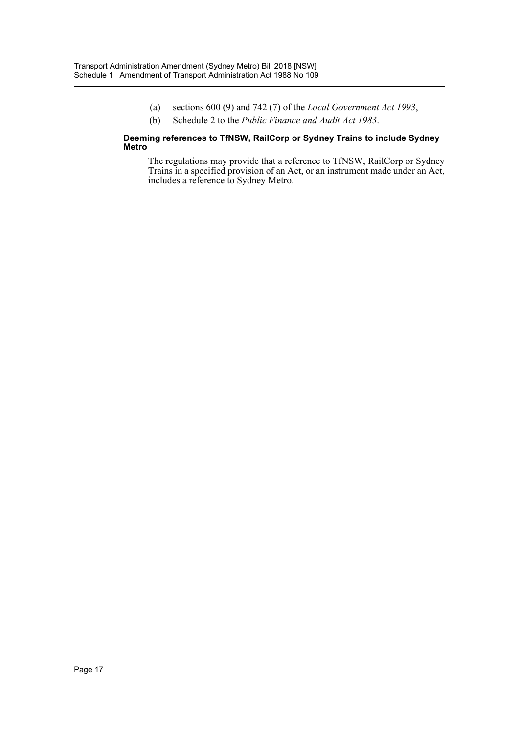(a) sections 600 (9) and 742 (7) of the *Local Government Act 1993*,

(b) Schedule 2 to the *Public Finance and Audit Act 1983*.

**Deeming references to TfNSW, RailCorp or Sydney Trains to include Sydney Metro**

The regulations may provide that a reference to TfNSW, RailCorp or Sydney Trains in a specified provision of an Act, or an instrument made under an Act, includes a reference to Sydney Metro.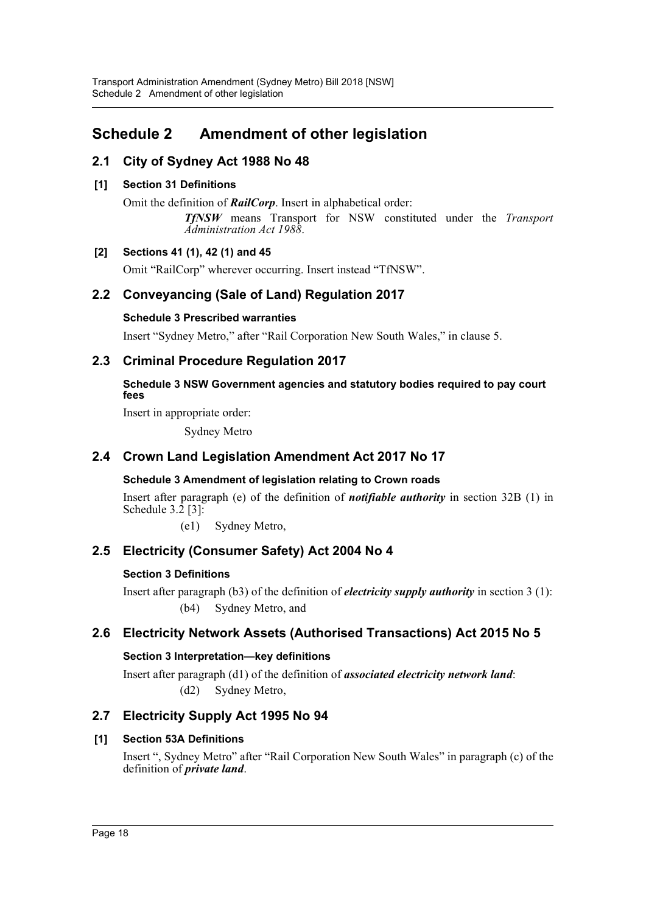# Schedule 2 Amendment of other legislation

## 2.1 City of Sydney Act 1988 No 48

### [1] Section 31 Definitions

Omit the definition of ***RailCorp***. Insert in alphabetical order:

> ***TfNSW*** means Transport for NSW constituted under the *Transport Administration Act 1988*.

### [2] Sections 41 (1), 42 (1) and 45

Omit "RailCorp" wherever occurring. Insert instead "TfNSW".

## 2.2 Conveyancing (Sale of Land) Regulation 2017

#### Schedule 3 Prescribed warranties

Insert "Sydney Metro," after "Rail Corporation New South Wales," in clause 5.

## 2.3 Criminal Procedure Regulation 2017

#### Schedule 3 NSW Government agencies and statutory bodies required to pay court fees

Insert in appropriate order:

> Sydney Metro

## 2.4 Crown Land Legislation Amendment Act 2017 No 17

#### Schedule 3 Amendment of legislation relating to Crown roads

Insert after paragraph (e) of the definition of ***notifiable authority*** in section 32B (1) in Schedule 3.2 [3]:

> (e1) Sydney Metro,

## 2.5 Electricity (Consumer Safety) Act 2004 No 4

#### Section 3 Definitions

Insert after paragraph (b3) of the definition of ***electricity supply authority*** in section 3 (1):

> (b4) Sydney Metro, and

## 2.6 Electricity Network Assets (Authorised Transactions) Act 2015 No 5

#### Section 3 Interpretation—key definitions

Insert after paragraph (d1) of the definition of ***associated electricity network land***:

> (d2) Sydney Metro,

## 2.7 Electricity Supply Act 1995 No 94

### [1] Section 53A Definitions

Insert ", Sydney Metro" after "Rail Corporation New South Wales" in paragraph (c) of the definition of ***private land***.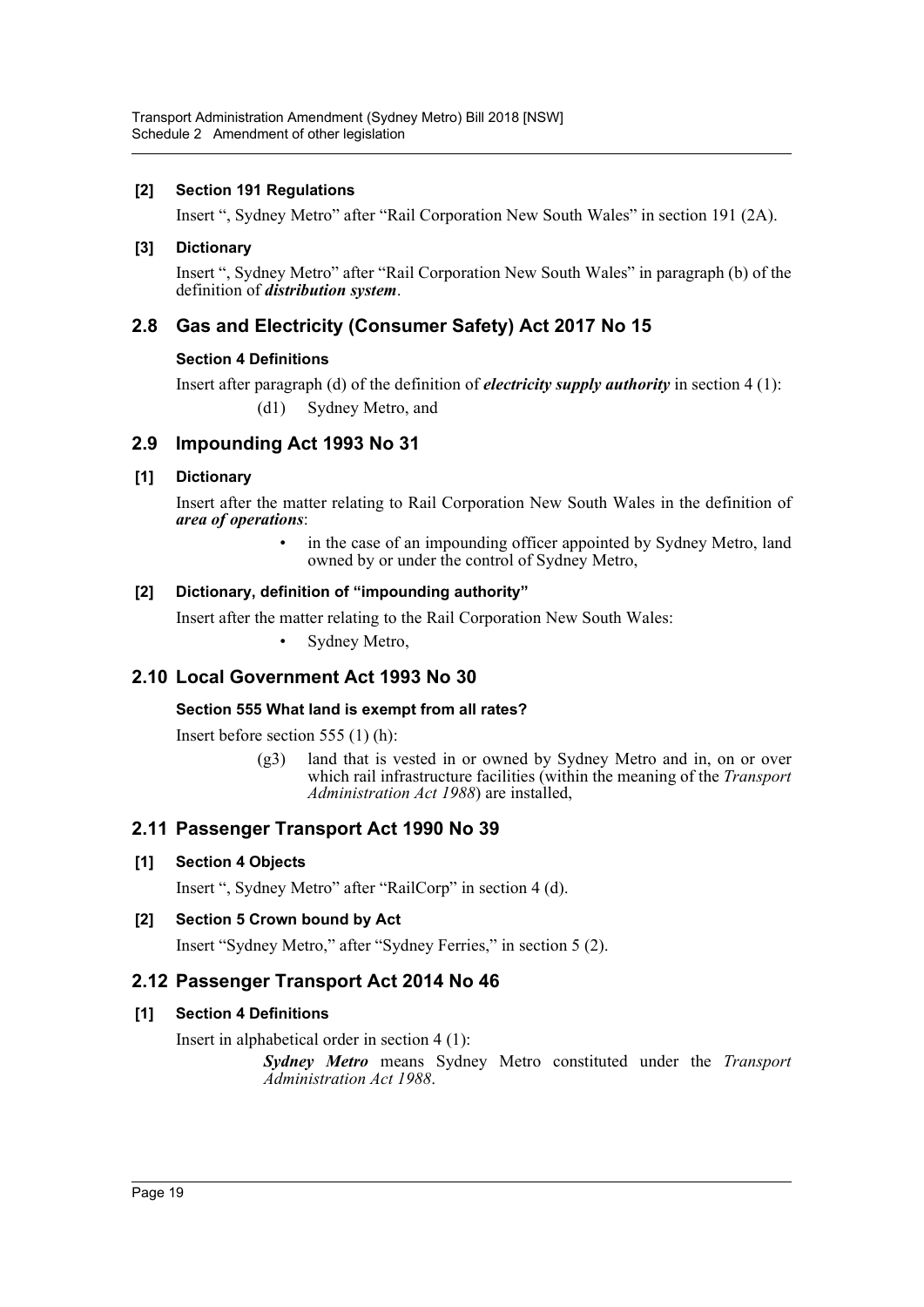#### [2] Section 191 Regulations

Insert ", Sydney Metro" after "Rail Corporation New South Wales" in section 191 (2A).

#### [3] Dictionary

Insert ", Sydney Metro" after "Rail Corporation New South Wales" in paragraph (b) of the definition of ***distribution system***.

## 2.8 Gas and Electricity (Consumer Safety) Act 2017 No 15

#### Section 4 Definitions

Insert after paragraph (d) of the definition of ***electricity supply authority*** in section 4 (1):

> (d1) Sydney Metro, and

## 2.9 Impounding Act 1993 No 31

#### [1] Dictionary

Insert after the matter relating to Rail Corporation New South Wales in the definition of ***area of operations***:

> - in the case of an impounding officer appointed by Sydney Metro, land owned by or under the control of Sydney Metro,

#### [2] Dictionary, definition of "impounding authority"

Insert after the matter relating to the Rail Corporation New South Wales:

> - Sydney Metro,

## 2.10 Local Government Act 1993 No 30

#### Section 555 What land is exempt from all rates?

Insert before section 555 (1) (h):

> (g3) land that is vested in or owned by Sydney Metro and in, on or over which rail infrastructure facilities (within the meaning of the *Transport Administration Act 1988*) are installed,

## 2.11 Passenger Transport Act 1990 No 39

#### [1] Section 4 Objects

Insert ", Sydney Metro" after "RailCorp" in section 4 (d).

#### [2] Section 5 Crown bound by Act

Insert "Sydney Metro," after "Sydney Ferries," in section 5 (2).

## 2.12 Passenger Transport Act 2014 No 46

#### [1] Section 4 Definitions

Insert in alphabetical order in section 4 (1):

> ***Sydney Metro*** means Sydney Metro constituted under the *Transport Administration Act 1988*.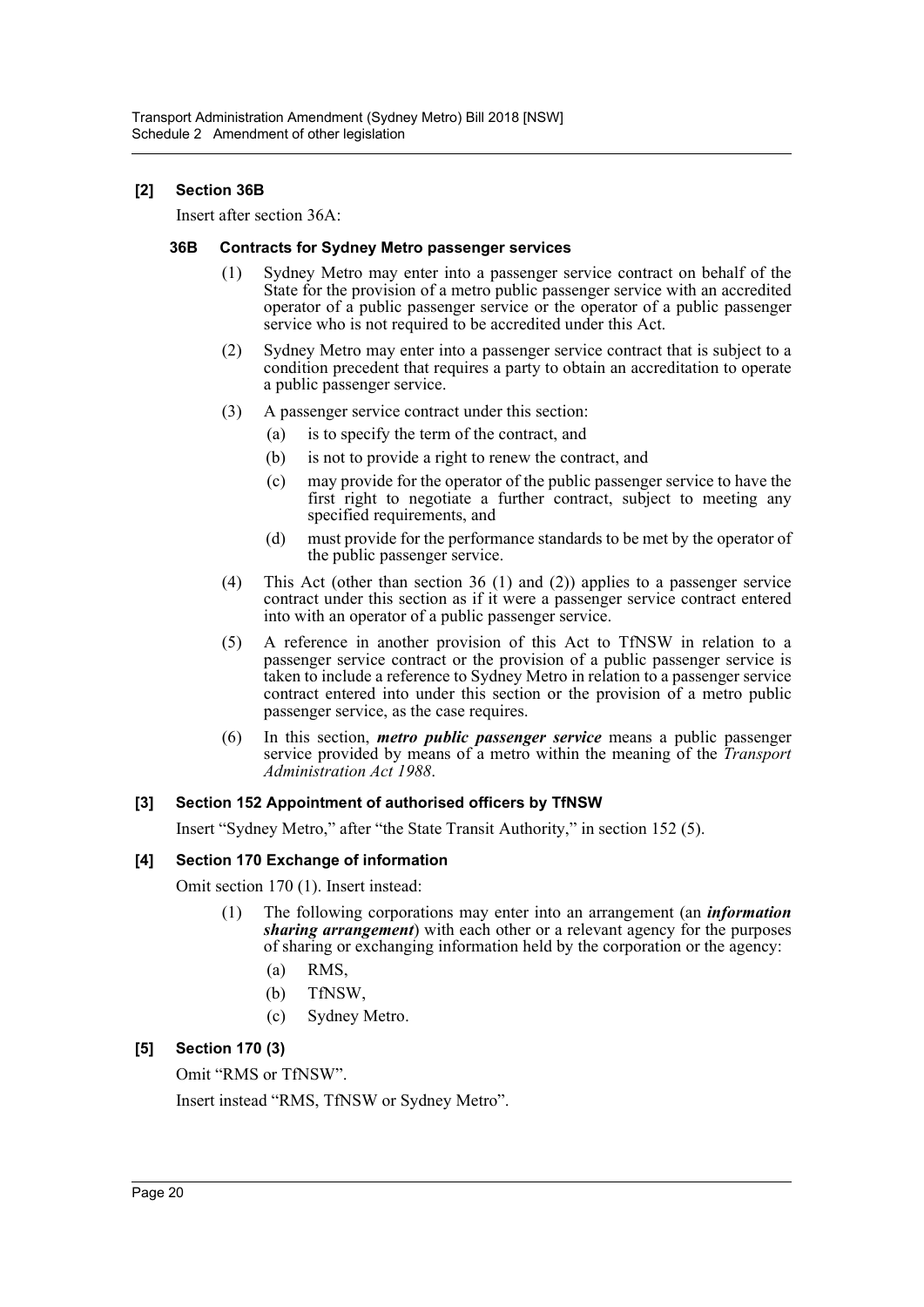**[2] Section 36B**

Insert after section 36A:

**36B Contracts for Sydney Metro passenger services**

(1) Sydney Metro may enter into a passenger service contract on behalf of the State for the provision of a metro public passenger service with an accredited operator of a public passenger service or the operator of a public passenger service who is not required to be accredited under this Act.

(2) Sydney Metro may enter into a passenger service contract that is subject to a condition precedent that requires a party to obtain an accreditation to operate a public passenger service.

(3) A passenger service contract under this section:

(a) is to specify the term of the contract, and

(b) is not to provide a right to renew the contract, and

(c) may provide for the operator of the public passenger service to have the first right to negotiate a further contract, subject to meeting any specified requirements, and

(d) must provide for the performance standards to be met by the operator of the public passenger service.

(4) This Act (other than section 36 (1) and (2)) applies to a passenger service contract under this section as if it were a passenger service contract entered into with an operator of a public passenger service.

(5) A reference in another provision of this Act to TfNSW in relation to a passenger service contract or the provision of a public passenger service is taken to include a reference to Sydney Metro in relation to a passenger service contract entered into under this section or the provision of a metro public passenger service, as the case requires.

(6) In this section, ***metro public passenger service*** means a public passenger service provided by means of a metro within the meaning of the *Transport Administration Act 1988*.

**[3] Section 152 Appointment of authorised officers by TfNSW**

Insert "Sydney Metro," after "the State Transit Authority," in section 152 (5).

**[4] Section 170 Exchange of information**

Omit section 170 (1). Insert instead:

(1) The following corporations may enter into an arrangement (an ***information sharing arrangement***) with each other or a relevant agency for the purposes of sharing or exchanging information held by the corporation or the agency:

(a) RMS,

(b) TfNSW,

(c) Sydney Metro.

**[5] Section 170 (3)**

Omit "RMS or TfNSW".

Insert instead "RMS, TfNSW or Sydney Metro".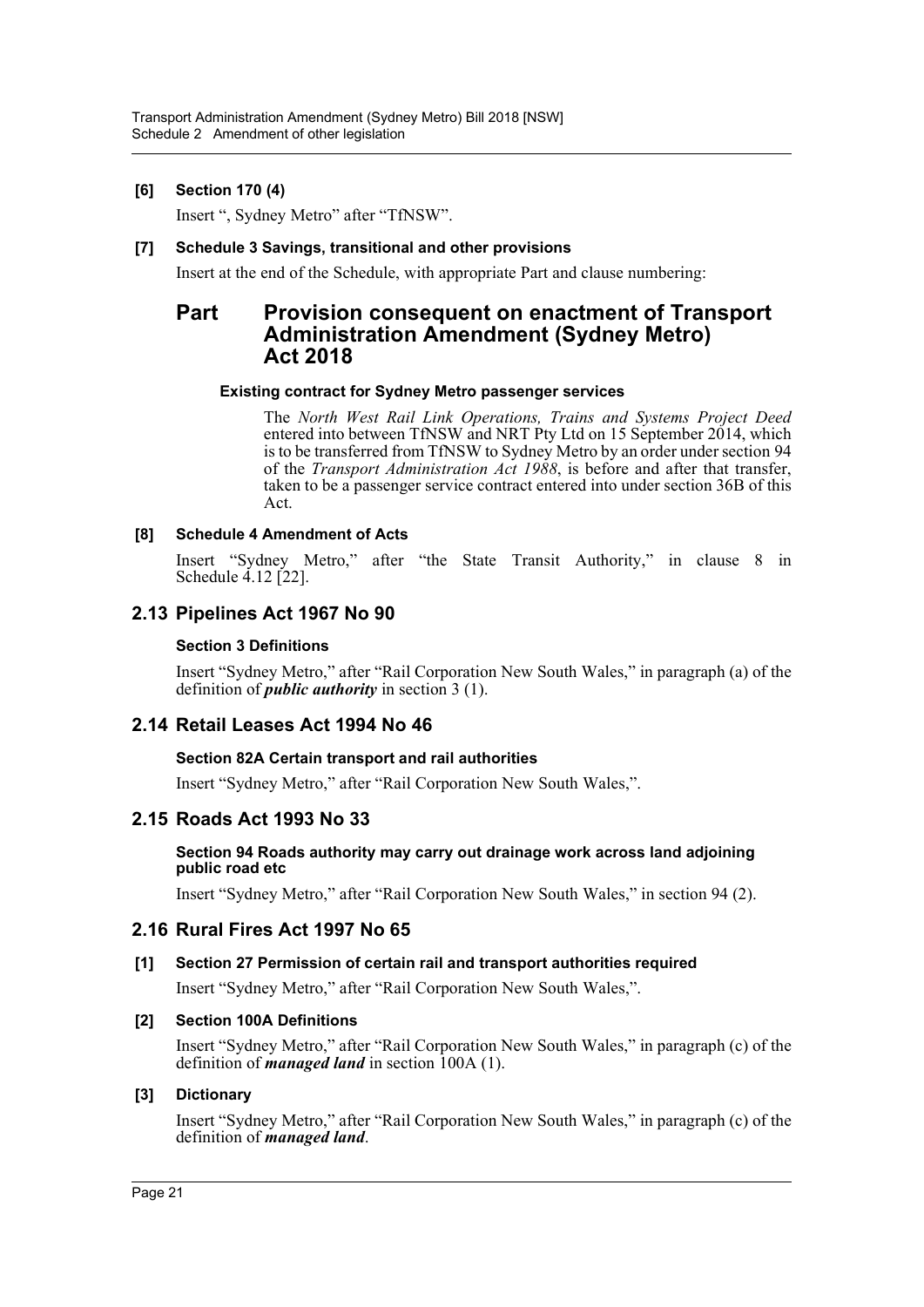**[6] Section 170 (4)**

Insert ", Sydney Metro" after "TfNSW".

**[7] Schedule 3 Savings, transitional and other provisions**

Insert at the end of the Schedule, with appropriate Part and clause numbering:

## Part Provision consequent on enactment of Transport Administration Amendment (Sydney Metro) Act 2018

**Existing contract for Sydney Metro passenger services**

The *North West Rail Link Operations, Trains and Systems Project Deed* entered into between TfNSW and NRT Pty Ltd on 15 September 2014, which is to be transferred from TfNSW to Sydney Metro by an order under section 94 of the *Transport Administration Act 1988*, is before and after that transfer, taken to be a passenger service contract entered into under section 36B of this Act.

**[8] Schedule 4 Amendment of Acts**

Insert "Sydney Metro," after "the State Transit Authority," in clause 8 in Schedule 4.12 [22].

## 2.13 Pipelines Act 1967 No 90

**Section 3 Definitions**

Insert "Sydney Metro," after "Rail Corporation New South Wales," in paragraph (a) of the definition of ***public authority*** in section 3 (1).

## 2.14 Retail Leases Act 1994 No 46

**Section 82A Certain transport and rail authorities**

Insert "Sydney Metro," after "Rail Corporation New South Wales,".

## 2.15 Roads Act 1993 No 33

**Section 94 Roads authority may carry out drainage work across land adjoining public road etc**

Insert "Sydney Metro," after "Rail Corporation New South Wales," in section 94 (2).

## 2.16 Rural Fires Act 1997 No 65

**[1] Section 27 Permission of certain rail and transport authorities required**

Insert "Sydney Metro," after "Rail Corporation New South Wales,".

**[2] Section 100A Definitions**

Insert "Sydney Metro," after "Rail Corporation New South Wales," in paragraph (c) of the definition of ***managed land*** in section 100A (1).

**[3] Dictionary**

Insert "Sydney Metro," after "Rail Corporation New South Wales," in paragraph (c) of the definition of ***managed land***.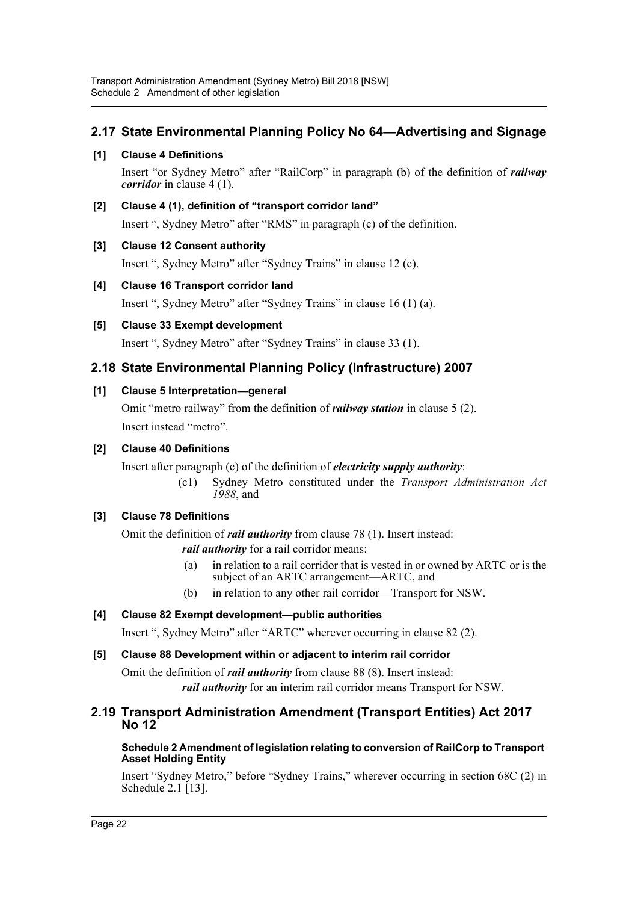## 2.17 State Environmental Planning Policy No 64—Advertising and Signage

### [1] Clause 4 Definitions

Insert "or Sydney Metro" after "RailCorp" in paragraph (b) of the definition of ***railway corridor*** in clause 4 (1).

### [2] Clause 4 (1), definition of "transport corridor land"

Insert ", Sydney Metro" after "RMS" in paragraph (c) of the definition.

### [3] Clause 12 Consent authority

Insert ", Sydney Metro" after "Sydney Trains" in clause 12 (c).

### [4] Clause 16 Transport corridor land

Insert ", Sydney Metro" after "Sydney Trains" in clause 16 (1) (a).

### [5] Clause 33 Exempt development

Insert ", Sydney Metro" after "Sydney Trains" in clause 33 (1).

## 2.18 State Environmental Planning Policy (Infrastructure) 2007

### [1] Clause 5 Interpretation—general

Omit "metro railway" from the definition of ***railway station*** in clause 5 (2).

Insert instead "metro".

### [2] Clause 40 Definitions

Insert after paragraph (c) of the definition of ***electricity supply authority***:

> (c1) Sydney Metro constituted under the *Transport Administration Act 1988*, and

### [3] Clause 78 Definitions

Omit the definition of ***rail authority*** from clause 78 (1). Insert instead:

> ***rail authority*** for a rail corridor means:
>
> (a) in relation to a rail corridor that is vested in or owned by ARTC or is the subject of an ARTC arrangement—ARTC, and
>
> (b) in relation to any other rail corridor—Transport for NSW.

### [4] Clause 82 Exempt development—public authorities

Insert ", Sydney Metro" after "ARTC" wherever occurring in clause 82 (2).

### [5] Clause 88 Development within or adjacent to interim rail corridor

Omit the definition of ***rail authority*** from clause 88 (8). Insert instead:

> ***rail authority*** for an interim rail corridor means Transport for NSW.

## 2.19 Transport Administration Amendment (Transport Entities) Act 2017 No 12

#### Schedule 2 Amendment of legislation relating to conversion of RailCorp to Transport Asset Holding Entity

Insert "Sydney Metro," before "Sydney Trains," wherever occurring in section 68C (2) in Schedule 2.1 [13].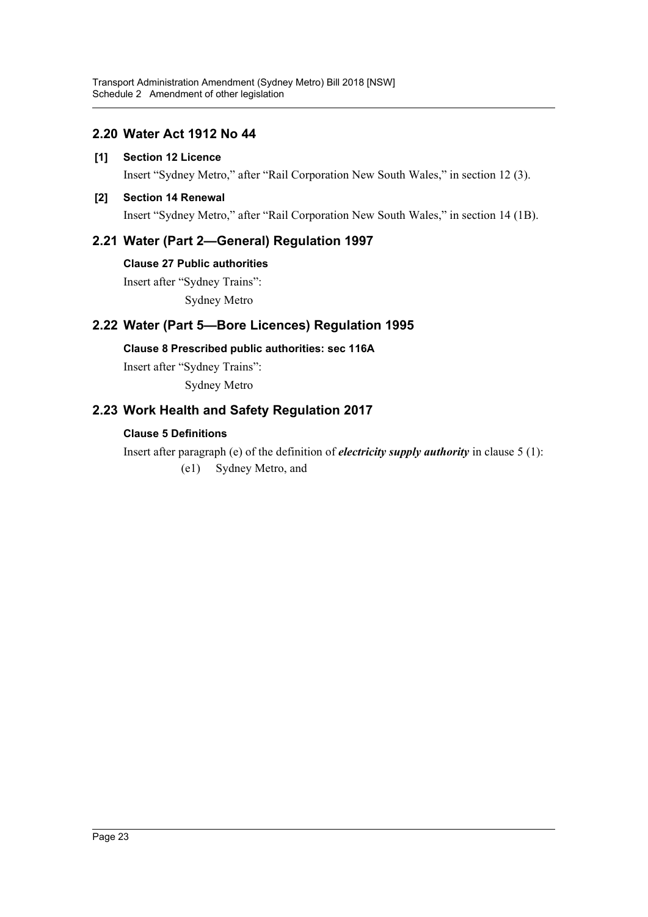## 2.20 Water Act 1912 No 44

**[1] Section 12 Licence**

Insert "Sydney Metro," after "Rail Corporation New South Wales," in section 12 (3).

**[2] Section 14 Renewal**

Insert "Sydney Metro," after "Rail Corporation New South Wales," in section 14 (1B).

## 2.21 Water (Part 2—General) Regulation 1997

**Clause 27 Public authorities**

Insert after "Sydney Trains":

Sydney Metro

## 2.22 Water (Part 5—Bore Licences) Regulation 1995

**Clause 8 Prescribed public authorities: sec 116A**

Insert after "Sydney Trains":

Sydney Metro

## 2.23 Work Health and Safety Regulation 2017

**Clause 5 Definitions**

Insert after paragraph (e) of the definition of ***electricity supply authority*** in clause 5 (1):

(e1) Sydney Metro, and